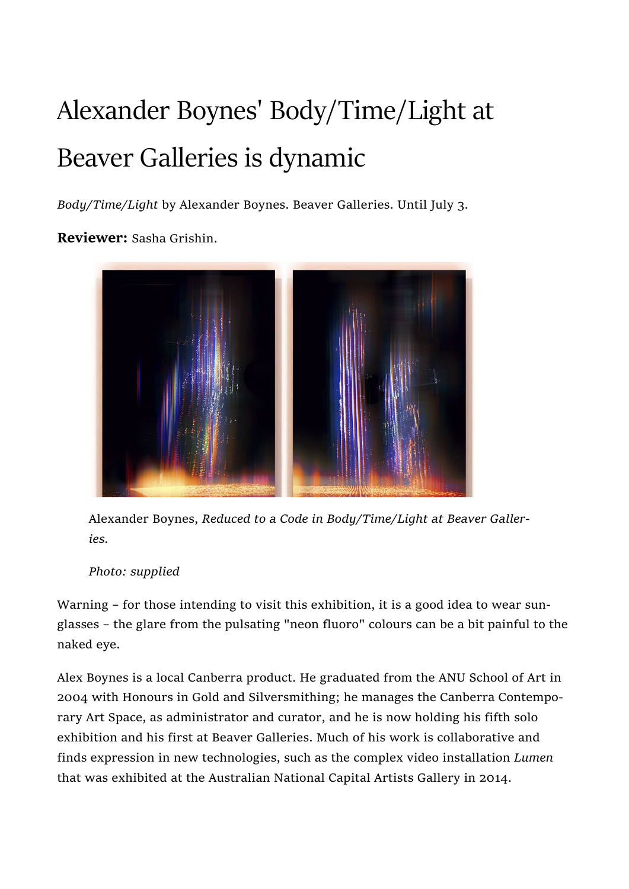# Alexander Boynes' Body/Time/Light at Beaver Galleries is dynamic

*Body/Time/Light* by Alexander Boynes. Beaver Galleries. Until July 3.

**Reviewer:** Sasha Grishin.

Alexander Boynes, *Reduced to a Code in Body/Time/Light at Beaver Galleries.*

*Photo: supplied*

Warning – for those intending to visit this exhibition, it is a good idea to wear sunglasses – the glare from the pulsating "neon fluoro" colours can be a bit painful to the naked eye.

Alex Boynes is a local Canberra product. He graduated from the ANU School of Art in 2004 with Honours in Gold and Silversmithing; he manages the Canberra Contemporary Art Space, as administrator and curator, and he is now holding his fifth solo exhibition and his first at Beaver Galleries. Much of his work is collaborative and finds expression in new technologies, such as the complex video installation *Lumen* that was exhibited at the Australian National Capital Artists Gallery in 2014.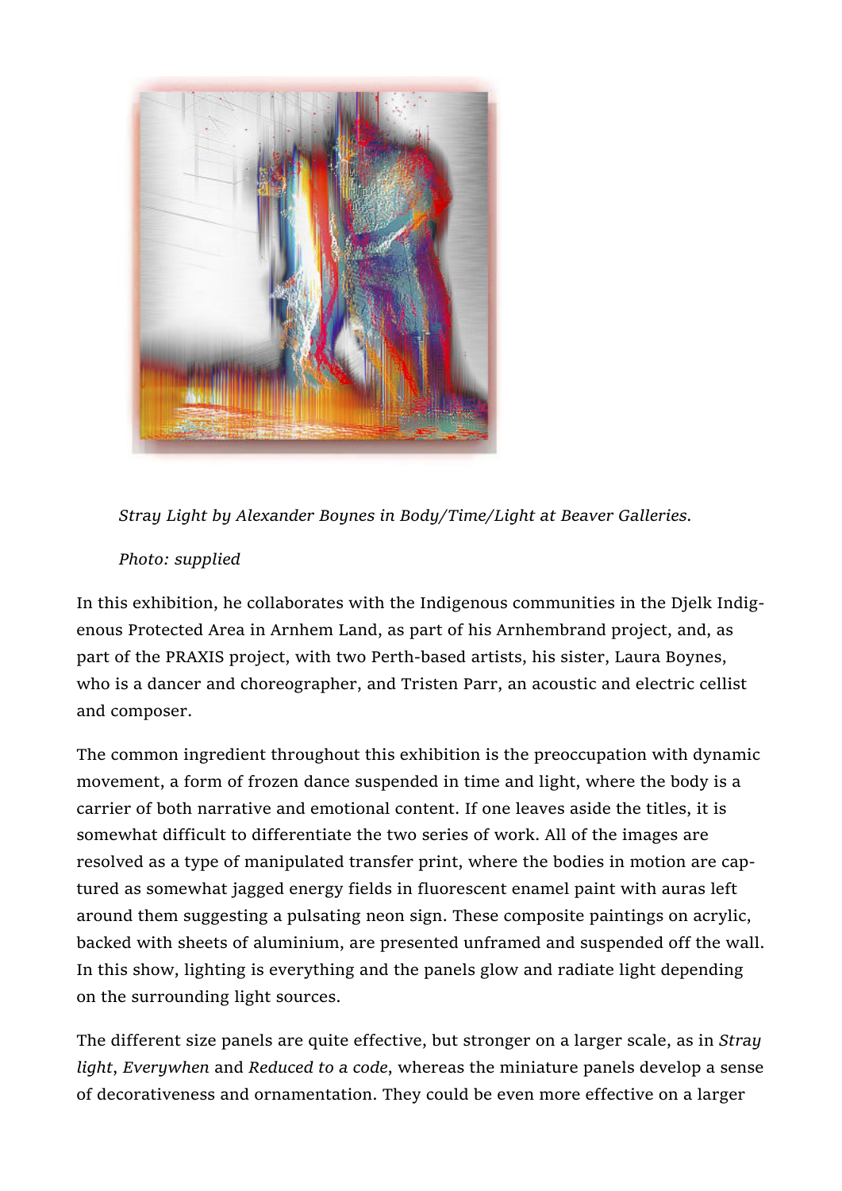*Stray Light by Alexander Boynes in Body/Time/Light at Beaver Galleries.*

*Photo: supplied*

In this exhibition, he collaborates with the Indigenous communities in the Djelk Indigenous Protected Area in Arnhem Land, as part of his Arnhembrand project, and, as part of the PRAXIS project, with two Perth-based artists, his sister, Laura Boynes, who is a dancer and choreographer, and Tristen Parr, an acoustic and electric cellist and composer.

The common ingredient throughout this exhibition is the preoccupation with dynamic movement, a form of frozen dance suspended in time and light, where the body is a carrier of both narrative and emotional content. If one leaves aside the titles, it is somewhat difficult to differentiate the two series of work. All of the images are resolved as a type of manipulated transfer print, where the bodies in motion are captured as somewhat jagged energy fields in fluorescent enamel paint with auras left around them suggesting a pulsating neon sign. These composite paintings on acrylic, backed with sheets of aluminium, are presented unframed and suspended off the wall. In this show, lighting is everything and the panels glow and radiate light depending on the surrounding light sources.

The different size panels are quite effective, but stronger on a larger scale, as in *Stray light*, *Everywhen* and *Reduced to a code*, whereas the miniature panels develop a sense of decorativeness and ornamentation. They could be even more effective on a larger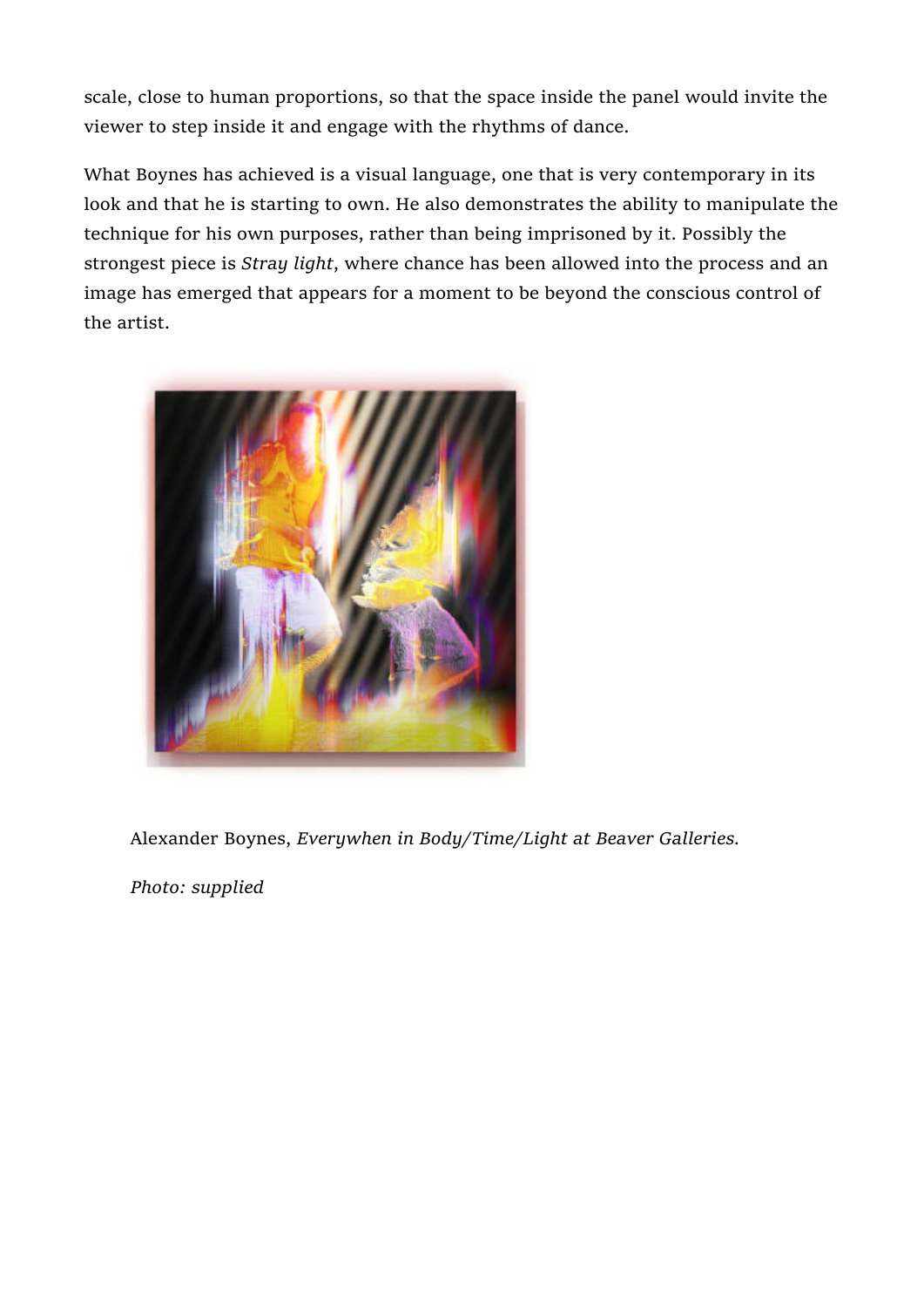scale, close to human proportions, so that the space inside the panel would invite the viewer to step inside it and engage with the rhythms of dance.

What Boynes has achieved is a visual language, one that is very contemporary in its look and that he is starting to own. He also demonstrates the ability to manipulate the technique for his own purposes, rather than being imprisoned by it. Possibly the strongest piece is *Stray light*, where chance has been allowed into the process and an image has emerged that appears for a moment to be beyond the conscious control of the artist.

Alexander Boynes, *Everywhen in Body/Time/Light at Beaver Galleries.*

*Photo: supplied*